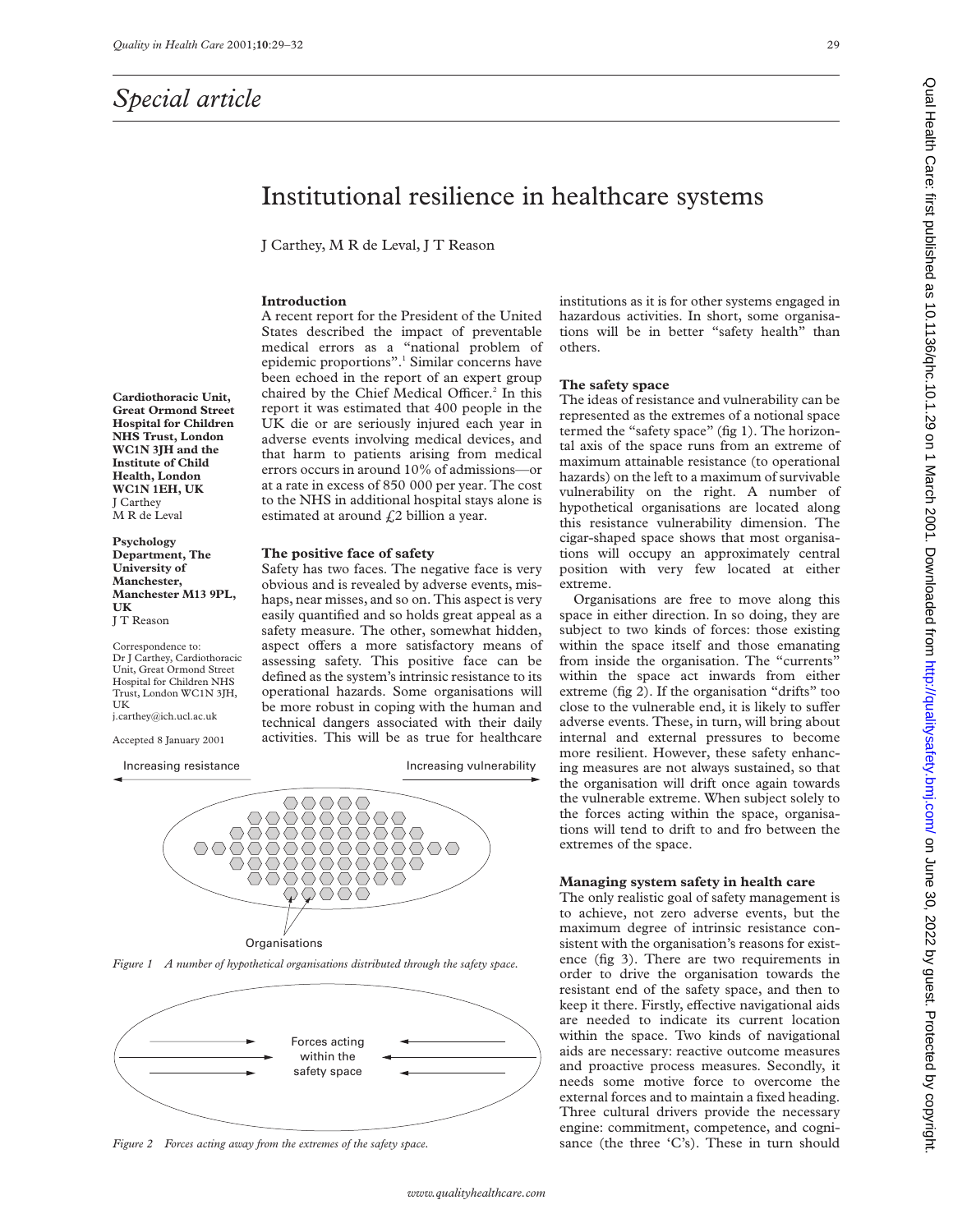## Special article

# Institutional resilience in healthcare systems

J Carthey, M R de Leval, J T Reason

**Cardiothoracic Unit, Great Ormond Street Hospital for Children NHS Trust, London WC1N 3JH and the Institute of Child Health, London WC1N 1EH, UK**
J Carthey
M R de Leval

**Psychology Department, The University of Manchester, Manchester M13 9PL, UK**
J T Reason

Correspondence to: Dr J Carthey, Cardiothoracic Unit, Great Ormond Street Hospital for Children NHS Trust, London WC1N 3JH, UK
j.carthey@ich.ucl.ac.uk

Accepted 8 January 2001

### Introduction

A recent report for the President of the United States described the impact of preventable medical errors as a "national problem of epidemic proportions".[1] Similar concerns have been echoed in the report of an expert group chaired by the Chief Medical Officer.[2] In this report it was estimated that 400 people in the UK die or are seriously injured each year in adverse events involving medical devices, and that harm to patients arising from medical errors occurs in around 10% of admissions—or at a rate in excess of 850 000 per year. The cost to the NHS in additional hospital stays alone is estimated at around £2 billion a year.

### The positive face of safety

Safety has two faces. The negative face is very obvious and is revealed by adverse events, mishaps, near misses, and so on. This aspect is very easily quantified and so holds great appeal as a safety measure. The other, somewhat hidden, aspect offers a more satisfactory means of assessing safety. This positive face can be defined as the system's intrinsic resistance to its operational hazards. Some organisations will be more robust in coping with the human and technical dangers associated with their daily activities. This will be as true for healthcare institutions as it is for other systems engaged in hazardous activities. In short, some organisations will be in better "safety health" than others.

Increasing resistance ← → Increasing vulnerability

Organisations

*Figure 1 A number of hypothetical organisations distributed through the safety space.*

Forces acting within the safety space

*Figure 2 Forces acting away from the extremes of the safety space.*

### The safety space

The ideas of resistance and vulnerability can be represented as the extremes of a notional space termed the "safety space" (fig 1). The horizontal axis of the space runs from an extreme of maximum attainable resistance (to operational hazards) on the left to a maximum of survivable vulnerability on the right. A number of hypothetical organisations are located along this resistance vulnerability dimension. The cigar-shaped space shows that most organisations will occupy an approximately central position with very few located at either extreme.

Organisations are free to move along this space in either direction. In so doing, they are subject to two kinds of forces: those existing within the space itself and those emanating from inside the organisation. The "currents" within the space act inwards from either extreme (fig 2). If the organisation "drifts" too close to the vulnerable end, it is likely to suffer adverse events. These, in turn, will bring about internal and external pressures to become more resilient. However, these safety enhancing measures are not always sustained, so that the organisation will drift once again towards the vulnerable extreme. When subject solely to the forces acting within the space, organisations will tend to drift to and fro between the extremes of the space.

### Managing system safety in health care

The only realistic goal of safety management is to achieve, not zero adverse events, but the maximum degree of intrinsic resistance consistent with the organisation's reasons for existence (fig 3). There are two requirements in order to drive the organisation towards the resistant end of the safety space, and then to keep it there. Firstly, effective navigational aids are needed to indicate its current location within the space. Two kinds of navigational aids are necessary: reactive outcome measures and proactive process measures. Secondly, it needs some motive force to overcome the external forces and to maintain a fixed heading. Three cultural drivers provide the necessary engine: commitment, competence, and cognisance (the three 'C's). These in turn should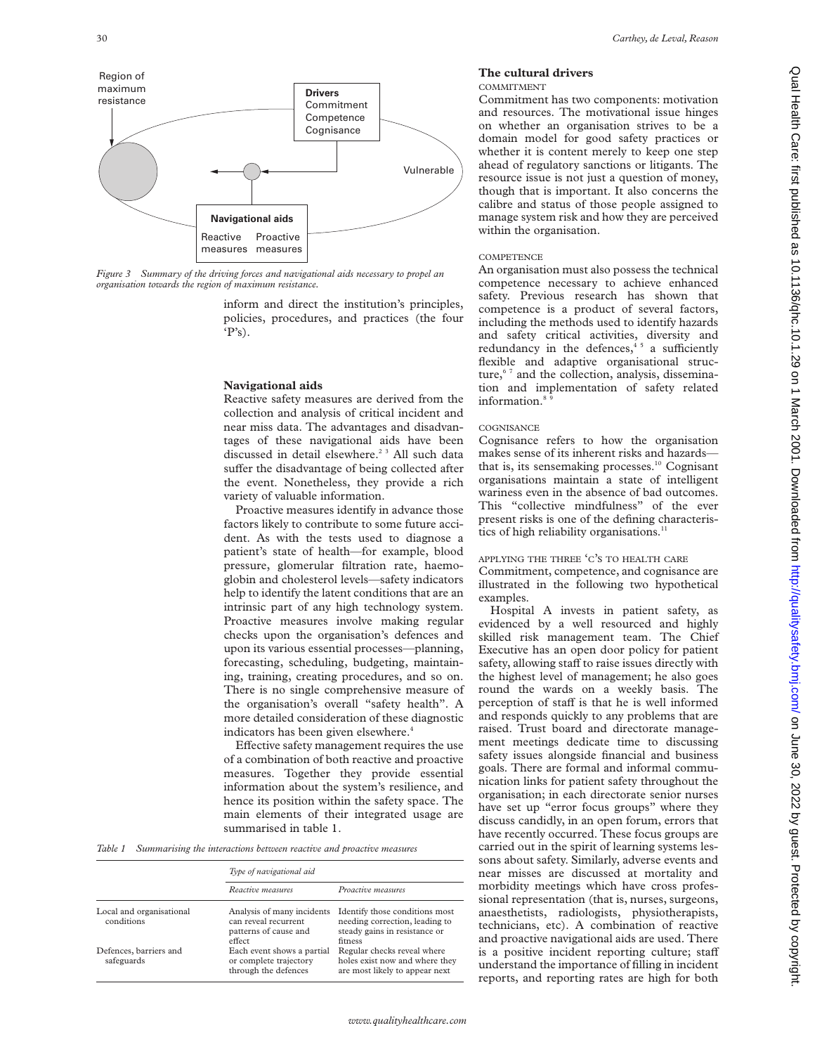Region of maximum resistance

Drivers
Commitment
Competence
Cognisance

Vulnerable

Navigational aids
Reactive measures
Proactive measures

*Figure 3 Summary of the driving forces and navigational aids necessary to propel an organisation towards the region of maximum resistance.*

inform and direct the institution's principles, policies, procedures, and practices (the four 'P's).

## Navigational aids

Reactive safety measures are derived from the collection and analysis of critical incident and near miss data. The advantages and disadvantages of these navigational aids have been discussed in detail elsewhere.[2 3] All such data suffer the disadvantage of being collected after the event. Nonetheless, they provide a rich variety of valuable information.

Proactive measures identify in advance those factors likely to contribute to some future accident. As with the tests used to diagnose a patient's state of health—for example, blood pressure, glomerular filtration rate, haemoglobin and cholesterol levels—safety indicators help to identify the latent conditions that are an intrinsic part of any high technology system. Proactive measures involve making regular checks upon the organisation's defences and upon its various essential processes—planning, forecasting, scheduling, budgeting, maintaining, training, creating procedures, and so on. There is no single comprehensive measure of the organisation's overall "safety health". A more detailed consideration of these diagnostic indicators has been given elsewhere.[4]

Effective safety management requires the use of a combination of both reactive and proactive measures. Together they provide essential information about the system's resilience, and hence its position within the safety space. The main elements of their integrated usage are summarised in table 1.

*Table 1 Summarising the interactions between reactive and proactive measures*

| | *Type of navigational aid* | |
|---|---|---|
| | *Reactive measures* | *Proactive measures* |
| Local and organisational conditions | Analysis of many incidents can reveal recurrent patterns of cause and effect | Identify those conditions most needing correction, leading to steady gains in resistance or fitness |
| Defences, barriers and safeguards | Each event shows a partial or complete trajectory through the defences | Regular checks reveal where holes exist now and where they are most likely to appear next |

## The cultural drivers

### COMMITMENT

Commitment has two components: motivation and resources. The motivational issue hinges on whether an organisation strives to be a domain model for good safety practices or whether it is content merely to keep one step ahead of regulatory sanctions or litigants. The resource issue is not just a question of money, though that is important. It also concerns the calibre and status of those people assigned to manage system risk and how they are perceived within the organisation.

### COMPETENCE

An organisation must also possess the technical competence necessary to achieve enhanced safety. Previous research has shown that competence is a product of several factors, including the methods used to identify hazards and safety critical activities, diversity and redundancy in the defences,[4 5] a sufficiently flexible and adaptive organisational structure,[6 7] and the collection, analysis, dissemination and implementation of safety related information.[8 9]

### COGNISANCE

Cognisance refers to how the organisation makes sense of its inherent risks and hazards—that is, its sensemaking processes.[10] Cognisant organisations maintain a state of intelligent wariness even in the absence of bad outcomes. This "collective mindfulness" of the ever present risks is one of the defining characteristics of high reliability organisations.[11]

### APPLYING THE THREE 'C'S TO HEALTH CARE

Commitment, competence, and cognisance are illustrated in the following two hypothetical examples.

Hospital A invests in patient safety, as evidenced by a well resourced and highly skilled risk management team. The Chief Executive has an open door policy for patient safety, allowing staff to raise issues directly with the highest level of management; he also goes round the wards on a weekly basis. The perception of staff is that he is well informed and responds quickly to any problems that are raised. Trust board and directorate management meetings dedicate time to discussing safety issues alongside financial and business goals. There are formal and informal communication links for patient safety throughout the organisation; in each directorate senior nurses have set up "error focus groups" where they discuss candidly, in an open forum, errors that have recently occurred. These focus groups are carried out in the spirit of learning systems lessons about safety. Similarly, adverse events and near misses are discussed at mortality and morbidity meetings which have cross professional representation (that is, nurses, surgeons, anaesthetists, radiologists, physiotherapists, technicians, etc). A combination of reactive and proactive navigational aids are used. There is a positive incident reporting culture; staff understand the importance of filling in incident reports, and reporting rates are high for both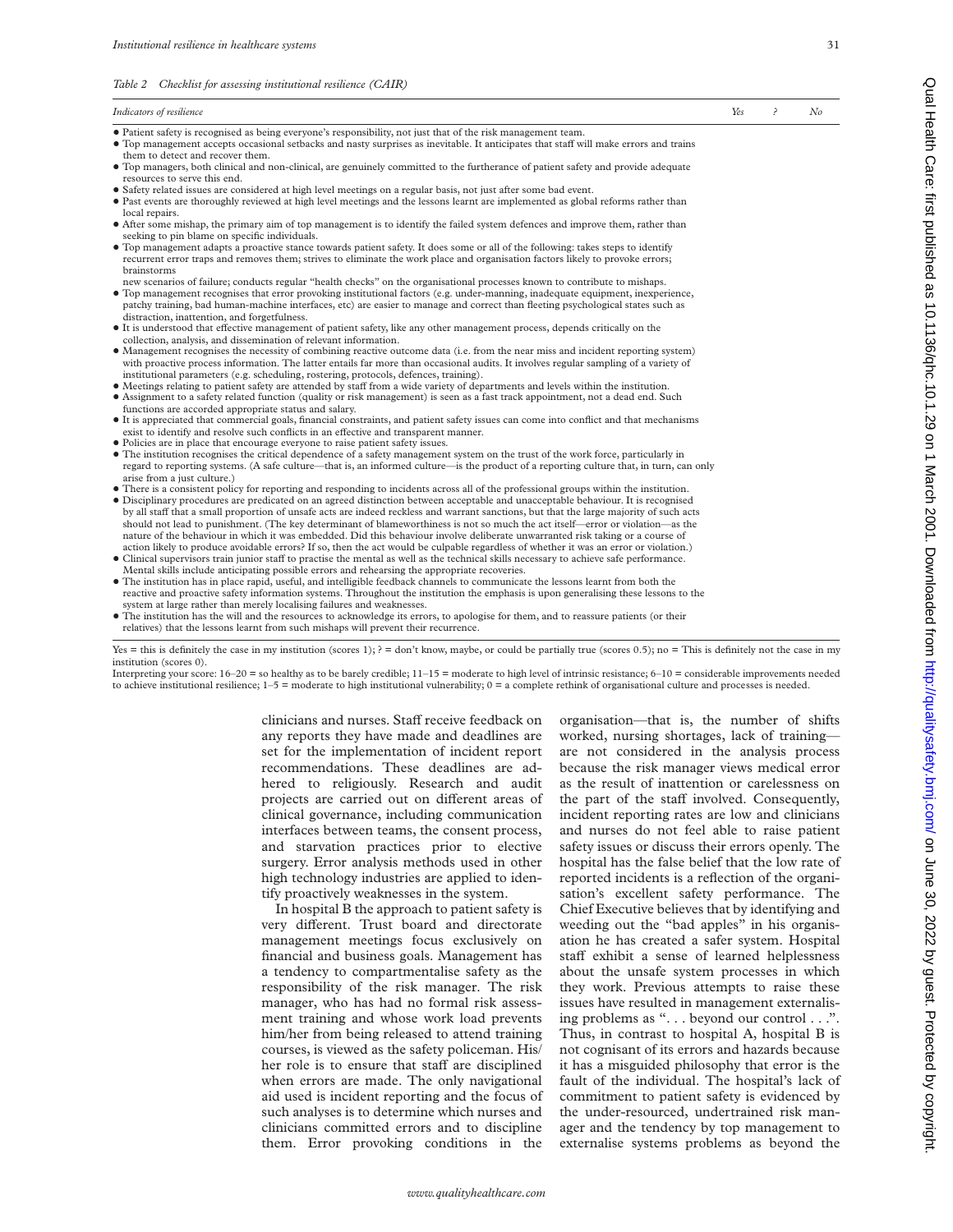*Table 2 Checklist for assessing institutional resilience (CAIR)*

| *Indicators of resilience* | *Yes* | *?* | *No* |
|---|---|---|---|
| • Patient safety is recognised as being everyone's responsibility, not just that of the risk management team. | | | |
| • Top management accepts occasional setbacks and nasty surprises as inevitable. It anticipates that staff will make errors and trains them to detect and recover them. | | | |
| • Top managers, both clinical and non-clinical, are genuinely committed to the furtherance of patient safety and provide adequate resources to serve this end. | | | |
| • Safety related issues are considered at high level meetings on a regular basis, not just after some bad event. | | | |
| • Past events are thoroughly reviewed at high level meetings and the lessons learnt are implemented as global reforms rather than local repairs. | | | |
| • After some mishap, the primary aim of top management is to identify the failed system defences and improve them, rather than seeking to pin blame on specific individuals. | | | |
| • Top management adapts a proactive stance towards patient safety. It does some or all of the following: takes steps to identify recurrent error traps and removes them; strives to eliminate the work place and organisation factors likely to provoke errors; brainstorms new scenarios of failure; conducts regular "health checks" on the organisational processes known to contribute to mishaps. | | | |
| • Top management recognises that error provoking institutional factors (e.g. under-manning, inadequate equipment, inexperience, patchy training, bad human-machine interfaces, etc) are easier to manage and correct than fleeting psychological states such as distraction, inattention, and forgetfulness. | | | |
| • It is understood that effective management of patient safety, like any other management process, depends critically on the collection, analysis, and dissemination of relevant information. | | | |
| • Management recognises the necessity of combining reactive outcome data (i.e. from the near miss and incident reporting system) with proactive process information. The latter entails far more than occasional audits. It involves regular sampling of a variety of institutional parameters (e.g. scheduling, rostering, protocols, defences, training). | | | |
| • Meetings relating to patient safety are attended by staff from a wide variety of departments and levels within the institution. | | | |
| • Assignment to a safety related function (quality or risk management) is seen as a fast track appointment, not a dead end. Such functions are accorded appropriate status and salary. | | | |
| • It is appreciated that commercial goals, financial constraints, and patient safety issues can come into conflict and that mechanisms exist to identify and resolve such conflicts in an effective and transparent manner. | | | |
| • Policies are in place that encourage everyone to raise patient safety issues. | | | |
| • The institution recognises the critical dependence of a safety management system on the trust of the work force, particularly in regard to reporting systems. (A safe culture—that is, an informed culture—is the product of a reporting culture that, in turn, can only arise from a just culture.) | | | |
| • There is a consistent policy for reporting and responding to incidents across all of the professional groups within the institution. | | | |
| • Disciplinary procedures are predicated on an agreed distinction between acceptable and unacceptable behaviour. It is recognised by all staff that a small proportion of unsafe acts are indeed reckless and warrant sanctions, but that the large majority of such acts should not lead to punishment. (The key determinant of blameworthiness is not so much the act itself—error or violation—as the nature of the behaviour in which it was embedded. Did this behaviour involve deliberate unwarranted risk taking or a course of action likely to produce avoidable errors? If so, then the act would be culpable regardless of whether it was an error or violation.) | | | |
| • Clinical supervisors train junior staff to practise the mental as well as the technical skills necessary to achieve safe performance. Mental skills include anticipating possible errors and rehearsing the appropriate recoveries. | | | |
| • The institution has in place rapid, useful, and intelligible feedback channels to communicate the lessons learnt from both the reactive and proactive safety information systems. Throughout the institution the emphasis is upon generalising these lessons to the system at large rather than merely localising failures and weaknesses. | | | |
| • The institution has the will and the resources to acknowledge its errors, to apologise for them, and to reassure patients (or their relatives) that the lessons learnt from such mishaps will prevent their recurrence. | | | |

Yes = this is definitely the case in my institution (scores 1); ? = don't know, maybe, or could be partially true (scores 0.5); no = This is definitely not the case in my institution (scores 0).

Interpreting your score: 16–20 = so healthy as to be barely credible; 11–15 = moderate to high level of intrinsic resistance; 6–10 = considerable improvements needed to achieve institutional resilience; 1–5 = moderate to high institutional vulnerability; 0 = a complete rethink of organisational culture and processes is needed.

clinicians and nurses. Staff receive feedback on any reports they have made and deadlines are set for the implementation of incident report recommendations. These deadlines are adhered to religiously. Research and audit projects are carried out on different areas of clinical governance, including communication interfaces between teams, the consent process, and starvation practices prior to elective surgery. Error analysis methods used in other high technology industries are applied to identify proactively weaknesses in the system.

In hospital B the approach to patient safety is very different. Trust board and directorate management meetings focus exclusively on financial and business goals. Management has a tendency to compartmentalise safety as the responsibility of the risk manager. The risk manager, who has had no formal risk assessment training and whose work load prevents him/her from being released to attend training courses, is viewed as the safety policeman. His/her role is to ensure that staff are disciplined when errors are made. The only navigational aid used is incident reporting and the focus of such analyses is to determine which nurses and clinicians committed errors and to discipline them. Error provoking conditions in the organisation—that is, the number of shifts worked, nursing shortages, lack of training—are not considered in the analysis process because the risk manager views medical error as the result of inattention or carelessness on the part of the staff involved. Consequently, incident reporting rates are low and clinicians and nurses do not feel able to raise patient safety issues or discuss their errors openly. The hospital has the false belief that the low rate of reported incidents is a reflection of the organisation's excellent safety performance. The Chief Executive believes that by identifying and weeding out the "bad apples" in his organisation he has created a safer system. Hospital staff exhibit a sense of learned helplessness about the unsafe system processes in which they work. Previous attempts to raise these issues have resulted in management externalising problems as ". . . beyond our control . . .". Thus, in contrast to hospital A, hospital B is not cognisant of its errors and hazards because it has a misguided philosophy that error is the fault of the individual. The hospital's lack of commitment to patient safety is evidenced by the under-resourced, undertrained risk manager and the tendency by top management to externalise systems problems as beyond the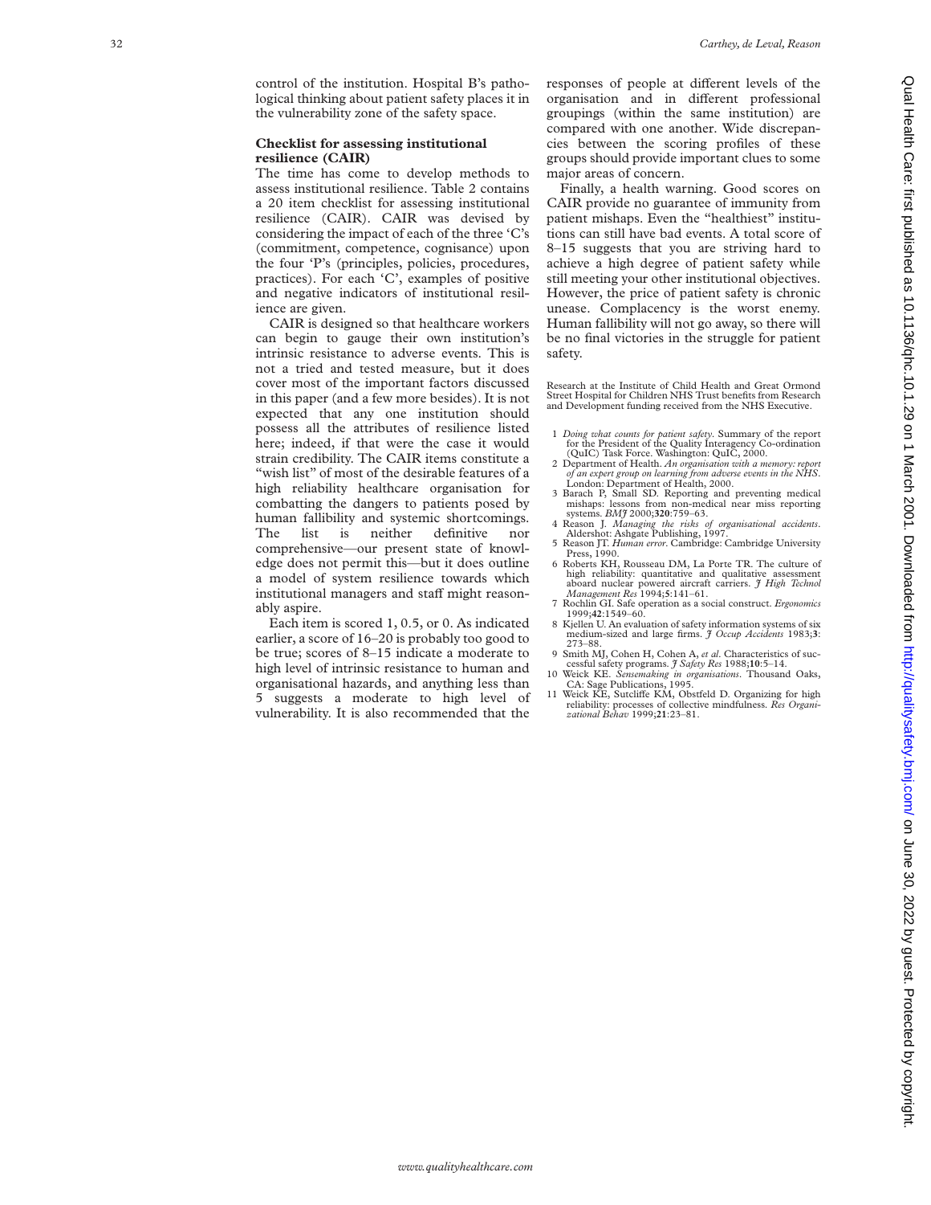control of the institution. Hospital B's pathological thinking about patient safety places it in the vulnerability zone of the safety space.

### Checklist for assessing institutional resilience (CAIR)

The time has come to develop methods to assess institutional resilience. Table 2 contains a 20 item checklist for assessing institutional resilience (CAIR). CAIR was devised by considering the impact of each of the three 'C's (commitment, competence, cognisance) upon the four 'P's (principles, policies, procedures, practices). For each 'C', examples of positive and negative indicators of institutional resilience are given.

CAIR is designed so that healthcare workers can begin to gauge their own institution's intrinsic resistance to adverse events. This is not a tried and tested measure, but it does cover most of the important factors discussed in this paper (and a few more besides). It is not expected that any one institution should possess all the attributes of resilience listed here; indeed, if that were the case it would strain credibility. The CAIR items constitute a "wish list" of most of the desirable features of a high reliability healthcare organisation for combatting the dangers to patients posed by human fallibility and systemic shortcomings. The list is neither definitive nor comprehensive—our present state of knowledge does not permit this—but it does outline a model of system resilience towards which institutional managers and staff might reasonably aspire.

Each item is scored 1, 0.5, or 0. As indicated earlier, a score of 16–20 is probably too good to be true; scores of 8–15 indicate a moderate to high level of intrinsic resistance to human and organisational hazards, and anything less than 5 suggests a moderate to high level of vulnerability. It is also recommended that the responses of people at different levels of the organisation and in different professional groupings (within the same institution) are compared with one another. Wide discrepancies between the scoring profiles of these groups should provide important clues to some major areas of concern.

Finally, a health warning. Good scores on CAIR provide no guarantee of immunity from patient mishaps. Even the "healthiest" institutions can still have bad events. A total score of 8–15 suggests that you are striving hard to achieve a high degree of patient safety while still meeting your other institutional objectives. However, the price of patient safety is chronic unease. Complacency is the worst enemy. Human fallibility will not go away, so there will be no final victories in the struggle for patient safety.

Research at the Institute of Child Health and Great Ormond Street Hospital for Children NHS Trust benefits from Research and Development funding received from the NHS Executive.

1. *Doing what counts for patient safety*. Summary of the report for the President of the Quality Interagency Co-ordination (QuIC) Task Force. Washington: QuIC, 2000.
2. Department of Health. *An organisation with a memory: report of an expert group on learning from adverse events in the NHS*. London: Department of Health, 2000.
3. Barach P, Small SD. Reporting and preventing medical mishaps: lessons from non-medical near miss reporting systems. *BMJ* 2000;**320**:759–63.
4. Reason J. *Managing the risks of organisational accidents*. Aldershot: Ashgate Publishing, 1997.
5. Reason JT. *Human error*. Cambridge: Cambridge University Press, 1990.
6. Roberts KH, Rousseau DM, La Porte TR. The culture of high reliability: quantitative and qualitative assessment aboard nuclear powered aircraft carriers. *J High Technol Management Res* 1994;**5**:141–61.
7. Rochlin GI. Safe operation as a social construct. *Ergonomics* 1999;**42**:1549–60.
8. Kjellen U. An evaluation of safety information systems of six medium-sized and large firms. *J Occup Accidents* 1983;**3**:273–88.
9. Smith MJ, Cohen H, Cohen A, *et al*. Characteristics of successful safety programs. *J Safety Res* 1988;**10**:5–14.
10. Weick KE. *Sensemaking in organisations*. Thousand Oaks, CA: Sage Publications, 1995.
11. Weick KE, Sutcliffe KM, Obstfeld D. Organizing for high reliability: processes of collective mindfulness. *Res Organizational Behav* 1999;**21**:23–81.